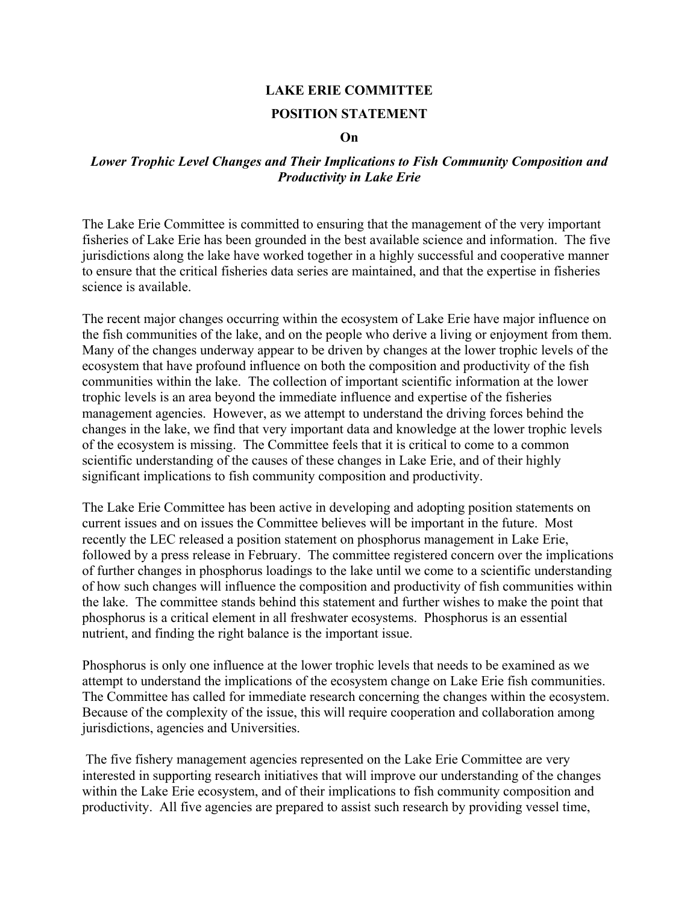# LAKE ERIE COMMITTEE

## POSITION STATEMENT

## On

### *Lower Trophic Level Changes and Their Implications to Fish Community Composition and Productivity in Lake Erie*

The Lake Erie Committee is committed to ensuring that the management of the very important fisheries of Lake Erie has been grounded in the best available science and information. The five jurisdictions along the lake have worked together in a highly successful and cooperative manner to ensure that the critical fisheries data series are maintained, and that the expertise in fisheries science is available.

The recent major changes occurring within the ecosystem of Lake Erie have major influence on the fish communities of the lake, and on the people who derive a living or enjoyment from them. Many of the changes underway appear to be driven by changes at the lower trophic levels of the ecosystem that have profound influence on both the composition and productivity of the fish communities within the lake. The collection of important scientific information at the lower trophic levels is an area beyond the immediate influence and expertise of the fisheries management agencies. However, as we attempt to understand the driving forces behind the changes in the lake, we find that very important data and knowledge at the lower trophic levels of the ecosystem is missing. The Committee feels that it is critical to come to a common scientific understanding of the causes of these changes in Lake Erie, and of their highly significant implications to fish community composition and productivity.

The Lake Erie Committee has been active in developing and adopting position statements on current issues and on issues the Committee believes will be important in the future. Most recently the LEC released a position statement on phosphorus management in Lake Erie, followed by a press release in February. The committee registered concern over the implications of further changes in phosphorus loadings to the lake until we come to a scientific understanding of how such changes will influence the composition and productivity of fish communities within the lake. The committee stands behind this statement and further wishes to make the point that phosphorus is a critical element in all freshwater ecosystems. Phosphorus is an essential nutrient, and finding the right balance is the important issue.

Phosphorus is only one influence at the lower trophic levels that needs to be examined as we attempt to understand the implications of the ecosystem change on Lake Erie fish communities. The Committee has called for immediate research concerning the changes within the ecosystem. Because of the complexity of the issue, this will require cooperation and collaboration among jurisdictions, agencies and Universities.

The five fishery management agencies represented on the Lake Erie Committee are very interested in supporting research initiatives that will improve our understanding of the changes within the Lake Erie ecosystem, and of their implications to fish community composition and productivity. All five agencies are prepared to assist such research by providing vessel time,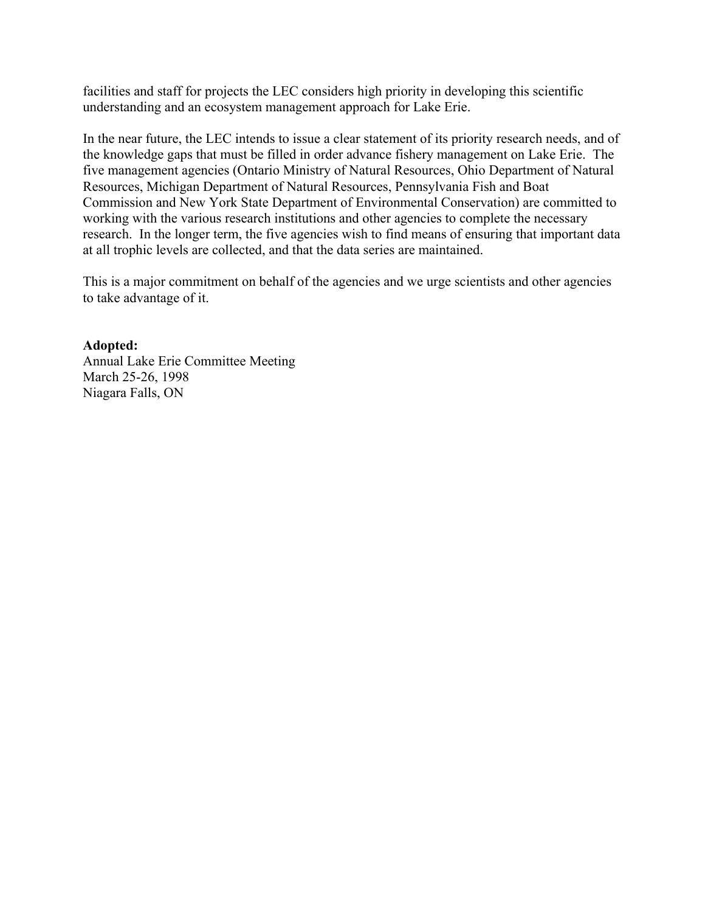facilities and staff for projects the LEC considers high priority in developing this scientific understanding and an ecosystem management approach for Lake Erie.

In the near future, the LEC intends to issue a clear statement of its priority research needs, and of the knowledge gaps that must be filled in order advance fishery management on Lake Erie. The five management agencies (Ontario Ministry of Natural Resources, Ohio Department of Natural Resources, Michigan Department of Natural Resources, Pennsylvania Fish and Boat Commission and New York State Department of Environmental Conservation) are committed to working with the various research institutions and other agencies to complete the necessary research. In the longer term, the five agencies wish to find means of ensuring that important data at all trophic levels are collected, and that the data series are maintained.

This is a major commitment on behalf of the agencies and we urge scientists and other agencies to take advantage of it.

**Adopted:**
Annual Lake Erie Committee Meeting
March 25-26, 1998
Niagara Falls, ON